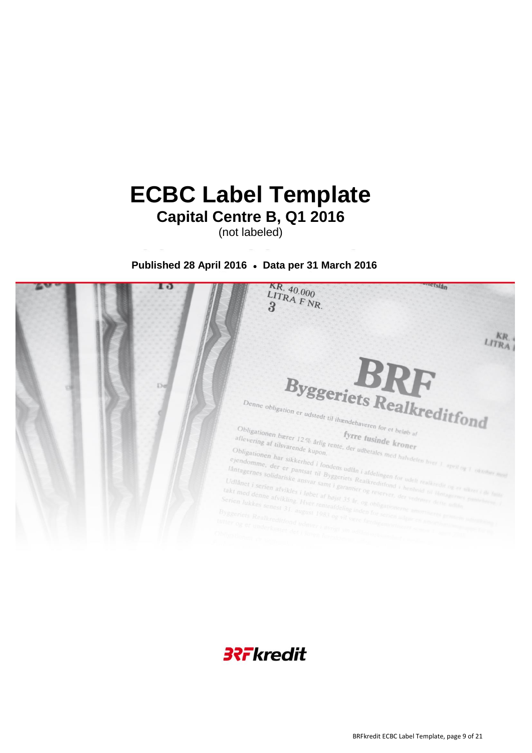# ECBC Label Template

## Capital Centre B, Q1 2016

(not labeled)

**Published 28 April 2016 • Data per 31 March 2016**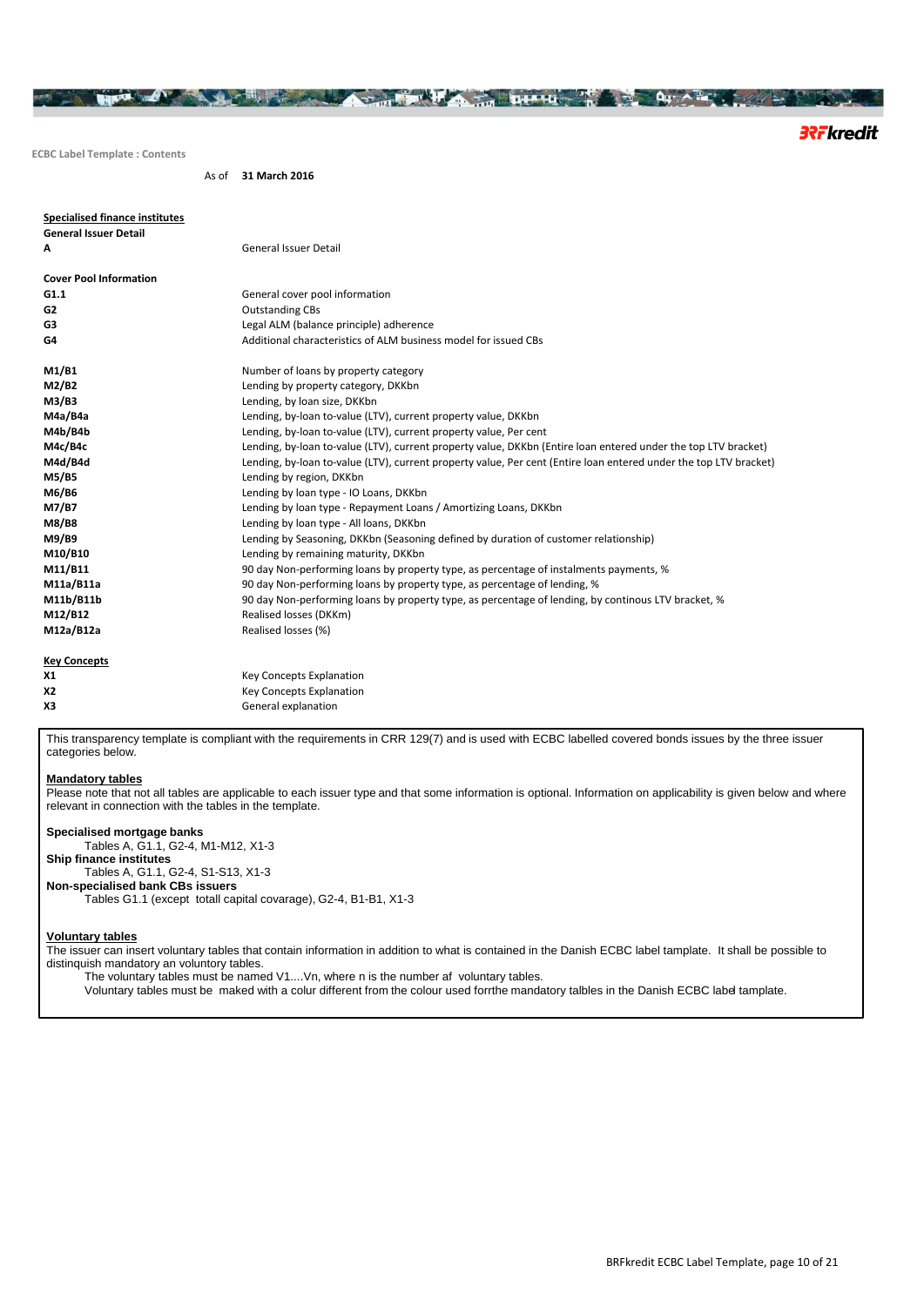ECBC Label Template : Contents

As of **31 March 2016**

**Specialised finance institutes**

| **General Issuer Detail** | |
|---|---|
| **A** | General Issuer Detail |
| | |
| **Cover Pool Information** | |
| **G1.1** | General cover pool information |
| **G2** | Outstanding CBs |
| **G3** | Legal ALM (balance principle) adherence |
| **G4** | Additional characteristics of ALM business model for issued CBs |
| | |
| **M1/B1** | Number of loans by property category |
| **M2/B2** | Lending by property category, DKKbn |
| **M3/B3** | Lending, by loan size, DKKbn |
| **M4a/B4a** | Lending, by-loan to-value (LTV), current property value, DKKbn |
| **M4b/B4b** | Lending, by-loan to-value (LTV), current property value, Per cent |
| **M4c/B4c** | Lending, by-loan to-value (LTV), current property value, DKKbn (Entire loan entered under the top LTV bracket) |
| **M4d/B4d** | Lending, by-loan to-value (LTV), current property value, Per cent (Entire loan entered under the top LTV bracket) |
| **M5/B5** | Lending by region, DKKbn |
| **M6/B6** | Lending by loan type - IO Loans, DKKbn |
| **M7/B7** | Lending by loan type - Repayment Loans / Amortizing Loans, DKKbn |
| **M8/B8** | Lending by loan type - All loans, DKKbn |
| **M9/B9** | Lending by Seasoning, DKKbn (Seasoning defined by duration of customer relationship) |
| **M10/B10** | Lending by remaining maturity, DKKbn |
| **M11/B11** | 90 day Non-performing loans by property type, as percentage of instalments payments, % |
| **M11a/B11a** | 90 day Non-performing loans by property type, as percentage of lending, % |
| **M11b/B11b** | 90 day Non-performing loans by property type, as percentage of lending, by continous LTV bracket, % |
| **M12/B12** | Realised losses (DKKm) |
| **M12a/B12a** | Realised losses (%) |
| | |
| **Key Concepts** | |
| **X1** | Key Concepts Explanation |
| **X2** | Key Concepts Explanation |
| **X3** | General explanation |

This transparency template is compliant with the requirements in CRR 129(7) and is used with ECBC labelled covered bonds issues by the three issuer categories below.

**Mandatory tables**

Please note that not all tables are applicable to each issuer type and that some information is optional. Information on applicability is given below and where relevant in connection with the tables in the template.

**Specialised mortgage banks**
Tables A, G1.1, G2-4, M1-M12, X1-3

**Ship finance institutes**
Tables A, G1.1, G2-4, S1-S13, X1-3

**Non-specialised bank CBs issuers**
Tables G1.1 (except totall capital covarage), G2-4, B1-B1, X1-3

**Voluntary tables**

The issuer can insert voluntary tables that contain information in addition to what is contained in the Danish ECBC label template. It shall be possible to distinquish mandatory an voluntory tables.

The voluntary tables must be named V1....Vn, where n is the number af voluntary tables.

Voluntary tables must be maked with a colur different from the colour used forrthe mandatory talbles in the Danish ECBC label template.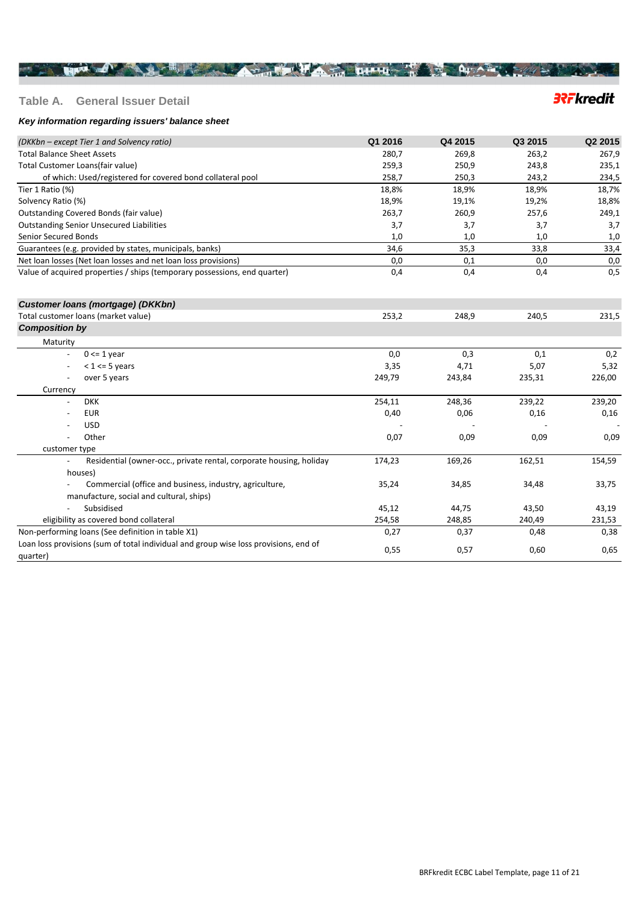## Table A. General Issuer Detail

***Key information regarding issuers' balance sheet***

| *(DKKbn – except Tier 1 and Solvency ratio)* | Q1 2016 | Q4 2015 | Q3 2015 | Q2 2015 |
|---|---|---|---|---|
| Total Balance Sheet Assets | 280,7 | 269,8 | 263,2 | 267,9 |
| Total Customer Loans(fair value) | 259,3 | 250,9 | 243,8 | 235,1 |
| of which: Used/registered for covered bond collateral pool | 258,7 | 250,3 | 243,2 | 234,5 |
| Tier 1 Ratio (%) | 18,8% | 18,9% | 18,9% | 18,7% |
| Solvency Ratio (%) | 18,9% | 19,1% | 19,2% | 18,8% |
| Outstanding Covered Bonds (fair value) | 263,7 | 260,9 | 257,6 | 249,1 |
| Outstanding Senior Unsecured Liabilities | 3,7 | 3,7 | 3,7 | 3,7 |
| Senior Secured Bonds | 1,0 | 1,0 | 1,0 | 1,0 |
| Guarantees (e.g. provided by states, municipals, banks) | 34,6 | 35,3 | 33,8 | 33,4 |
| Net loan losses (Net loan losses and net loan loss provisions) | 0,0 | 0,1 | 0,0 | 0,0 |
| Value of acquired properties / ships (temporary possessions, end quarter) | 0,4 | 0,4 | 0,4 | 0,5 |

| ***Customer loans (mortgage) (DKKbn)*** | | | | |
|---|---|---|---|---|
| Total customer loans (market value) | 253,2 | 248,9 | 240,5 | 231,5 |
| ***Composition by*** | | | | |
| Maturity | | | | |
| - 0 <= 1 year | 0,0 | 0,3 | 0,1 | 0,2 |
| - < 1 <= 5 years | 3,35 | 4,71 | 5,07 | 5,32 |
| - over 5 years | 249,79 | 243,84 | 235,31 | 226,00 |
| Currency | | | | |
| - DKK | 254,11 | 248,36 | 239,22 | 239,20 |
| - EUR | 0,40 | 0,06 | 0,16 | 0,16 |
| - USD | - | - | - | - |
| - Other | 0,07 | 0,09 | 0,09 | 0,09 |
| customer type | | | | |
| - Residential (owner-occ., private rental, corporate housing, holiday houses) | 174,23 | 169,26 | 162,51 | 154,59 |
| - Commercial (office and business, industry, agriculture, manufacture, social and cultural, ships) | 35,24 | 34,85 | 34,48 | 33,75 |
| - Subsidised | 45,12 | 44,75 | 43,50 | 43,19 |
| eligibility as covered bond collateral | 254,58 | 248,85 | 240,49 | 231,53 |
| Non-performing loans (See definition in table X1) | 0,27 | 0,37 | 0,48 | 0,38 |
| Loan loss provisions (sum of total individual and group wise loss provisions, end of quarter) | 0,55 | 0,57 | 0,60 | 0,65 |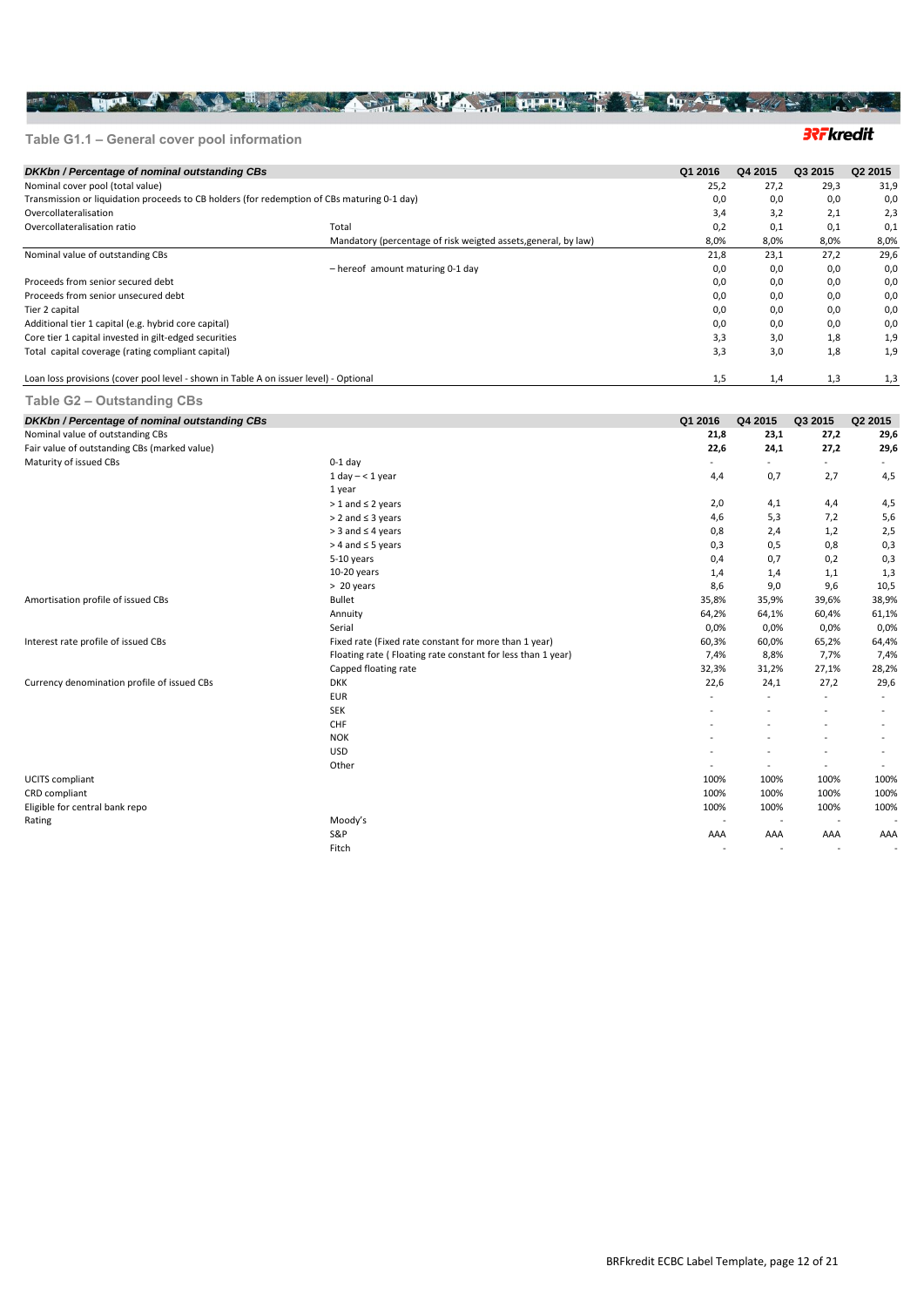## Table G1.1 – General cover pool information

| *DKKbn / Percentage of nominal outstanding CBs* | | Q1 2016 | Q4 2015 | Q3 2015 | Q2 2015 |
|---|---|---|---|---|---|
| Nominal cover pool (total value) | | 25,2 | 27,2 | 29,3 | 31,9 |
| Transmission or liquidation proceeds to CB holders (for redemption of CBs maturing 0-1 day) | | 0,0 | 0,0 | 0,0 | 0,0 |
| Overcollateralisation | | 3,4 | 3,2 | 2,1 | 2,3 |
| Overcollateralisation ratio | Total | 0,2 | 0,1 | 0,1 | 0,1 |
| | Mandatory (percentage of risk weigted assets,general, by law) | 8,0% | 8,0% | 8,0% | 8,0% |
| Nominal value of outstanding CBs | | 21,8 | 23,1 | 27,2 | 29,6 |
| | – hereof amount maturing 0-1 day | 0,0 | 0,0 | 0,0 | 0,0 |
| Proceeds from senior secured debt | | 0,0 | 0,0 | 0,0 | 0,0 |
| Proceeds from senior unsecured debt | | 0,0 | 0,0 | 0,0 | 0,0 |
| Tier 2 capital | | 0,0 | 0,0 | 0,0 | 0,0 |
| Additional tier 1 capital (e.g. hybrid core capital) | | 0,0 | 0,0 | 0,0 | 0,0 |
| Core tier 1 capital invested in gilt-edged securities | | 3,3 | 3,0 | 1,8 | 1,9 |
| Total capital coverage (rating compliant capital) | | 3,3 | 3,0 | 1,8 | 1,9 |
| | | | | | |
| Loan loss provisions (cover pool level - shown in Table A on issuer level) - Optional | | 1,5 | 1,4 | 1,3 | 1,3 |

## Table G2 – Outstanding CBs

| *DKKbn / Percentage of nominal outstanding CBs* | | Q1 2016 | Q4 2015 | Q3 2015 | Q2 2015 |
|---|---|---|---|---|---|
| Nominal value of outstanding CBs | | **21,8** | **23,1** | **27,2** | **29,6** |
| Fair value of outstanding CBs (marked value) | | **22,6** | **24,1** | **27,2** | **29,6** |
| Maturity of issued CBs | 0-1 day | - | - | - | - |
| | 1 day – < 1 year<br>1 year | 4,4 | 0,7 | 2,7 | 4,5 |
| | > 1 and ≤ 2 years | 2,0 | 4,1 | 4,4 | 4,5 |
| | > 2 and ≤ 3 years | 4,6 | 5,3 | 7,2 | 5,6 |
| | > 3 and ≤ 4 years | 0,8 | 2,4 | 1,2 | 2,5 |
| | > 4 and ≤ 5 years | 0,3 | 0,5 | 0,8 | 0,3 |
| | 5-10 years | 0,4 | 0,7 | 0,2 | 0,3 |
| | 10-20 years | 1,4 | 1,4 | 1,1 | 1,3 |
| | > 20 years | 8,6 | 9,0 | 9,6 | 10,5 |
| Amortisation profile of issued CBs | Bullet | 35,8% | 35,9% | 39,6% | 38,9% |
| | Annuity | 64,2% | 64,1% | 60,4% | 61,1% |
| | Serial | 0,0% | 0,0% | 0,0% | 0,0% |
| Interest rate profile of issued CBs | Fixed rate (Fixed rate constant for more than 1 year) | 60,3% | 60,0% | 65,2% | 64,4% |
| | Floating rate ( Floating rate constant for less than 1 year) | 7,4% | 8,8% | 7,7% | 7,4% |
| | Capped floating rate | 32,3% | 31,2% | 27,1% | 28,2% |
| Currency denomination profile of issued CBs | DKK | 22,6 | 24,1 | 27,2 | 29,6 |
| | EUR | - | - | - | - |
| | SEK | - | - | - | - |
| | CHF | - | - | - | - |
| | NOK | - | - | - | - |
| | USD | - | - | - | - |
| | Other | - | - | - | - |
| UCITS compliant | | 100% | 100% | 100% | 100% |
| CRD compliant | | 100% | 100% | 100% | 100% |
| Eligible for central bank repo | | 100% | 100% | 100% | 100% |
| Rating | Moody's | - | - | - | - |
| | S&P | AAA | AAA | AAA | AAA |
| | Fitch | - | - | - | - |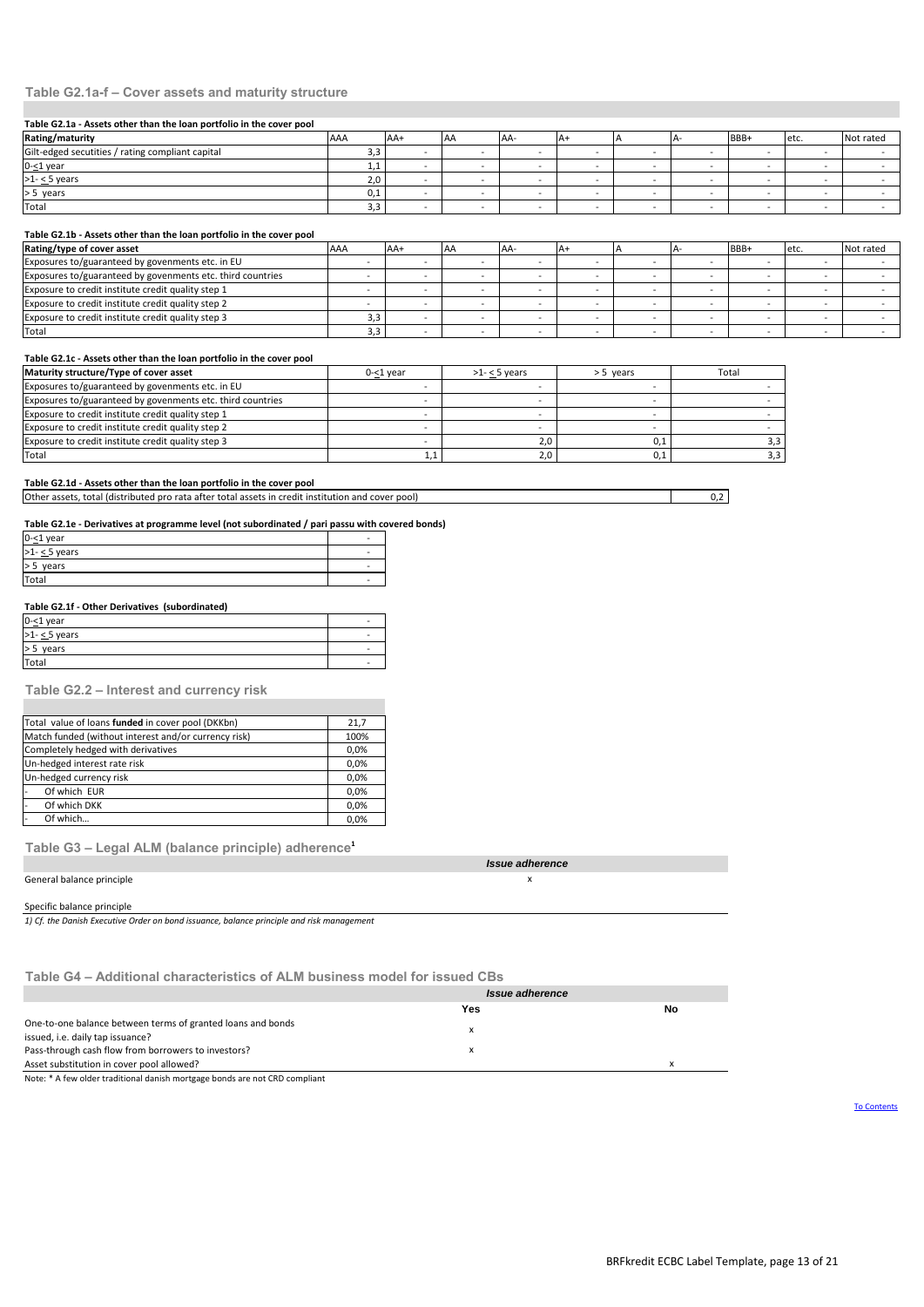## Table G2.1a-f – Cover assets and maturity structure

**Table G2.1a - Assets other than the loan portfolio in the cover pool**

| Rating/maturity | AAA | AA+ | AA | AA- | A+ | A | A- | BBB+ | etc. | Not rated |
|---|---|---|---|---|---|---|---|---|---|---|
| Gilt-edged secutities / rating compliant capital | 3,3 | - | - | - | - | - | - | - | - | - |
| 0-≤1 year | 1,1 | - | - | - | - | - | - | - | - | - |
| >1- ≤ 5 years | 2,0 | - | - | - | - | - | - | - | - | - |
| > 5 years | 0,1 | - | - | - | - | - | - | - | - | - |
| Total | 3,3 | - | - | - | - | - | - | - | - | - |

**Table G2.1b - Assets other than the loan portfolio in the cover pool**

| Rating/type of cover asset | AAA | AA+ | AA | AA- | A+ | A | A- | BBB+ | etc. | Not rated |
|---|---|---|---|---|---|---|---|---|---|---|
| Exposures to/guaranteed by govenments etc. in EU | - | - | - | - | - | - | - | - | - | - |
| Exposures to/guaranteed by govenments etc. third countries | - | - | - | - | - | - | - | - | - | - |
| Exposure to credit institute credit quality step 1 | - | - | - | - | - | - | - | - | - | - |
| Exposure to credit institute credit quality step 2 | - | - | - | - | - | - | - | - | - | - |
| Exposure to credit institute credit quality step 3 | 3,3 | - | - | - | - | - | - | - | - | - |
| Total | 3,3 | - | - | - | - | - | - | - | - | - |

**Table G2.1c - Assets other than the loan portfolio in the cover pool**

| Maturity structure/Type of cover asset | 0-≤1 year | >1- ≤ 5 years | > 5 years | Total |
|---|---|---|---|---|
| Exposures to/guaranteed by govenments etc. in EU | - | - | - | - |
| Exposures to/guaranteed by govenments etc. third countries | - | - | - | - |
| Exposure to credit institute credit quality step 1 | - | - | - | - |
| Exposure to credit institute credit quality step 2 | - | - | - | - |
| Exposure to credit institute credit quality step 3 | - | 2,0 | 0,1 | 3,3 |
| Total | 1,1 | 2,0 | 0,1 | 3,3 |

**Table G2.1d - Assets other than the loan portfolio in the cover pool**

| | |
|---|---|
| Other assets, total (distributed pro rata after total assets in credit institution and cover pool) | 0,2 |

**Table G2.1e - Derivatives at programme level (not subordinated / pari passu with covered bonds)**

| | |
|---|---|
| 0-≤1 year | - |
| >1- ≤ 5 years | - |
| > 5 years | - |
| Total | - |

**Table G2.1f - Other Derivatives (subordinated)**

| | |
|---|---|
| 0-≤1 year | - |
| >1- ≤ 5 years | - |
| > 5 years | - |
| Total | - |

## Table G2.2 – Interest and currency risk

| | |
|---|---|
| Total value of loans **funded** in cover pool (DKKbn) | 21,7 |
| Match funded (without interest and/or currency risk) | 100% |
| Completely hedged with derivatives | 0,0% |
| Un-hedged interest rate risk | 0,0% |
| Un-hedged currency risk | 0,0% |
| - Of which EUR | 0,0% |
| - Of which DKK | 0,0% |
| - Of which… | 0,0% |

## Table G3 – Legal ALM (balance principle) adherence[1]

| | *Issue adherence* |
|---|---|
| General balance principle | x |
| Specific balance principle | |

*1) Cf. the Danish Executive Order on bond issuance, balance principle and risk management*

## Table G4 – Additional characteristics of ALM business model for issued CBs

| | *Issue adherence* | |
|---|---|---|
| | **Yes** | **No** |
| One-to-one balance between terms of granted loans and bonds issued, i.e. daily tap issuance? | x | |
| Pass-through cash flow from borrowers to investors? | x | |
| Asset substitution in cover pool allowed? | | x |

Note: * A few older traditional danish mortgage bonds are not CRD compliant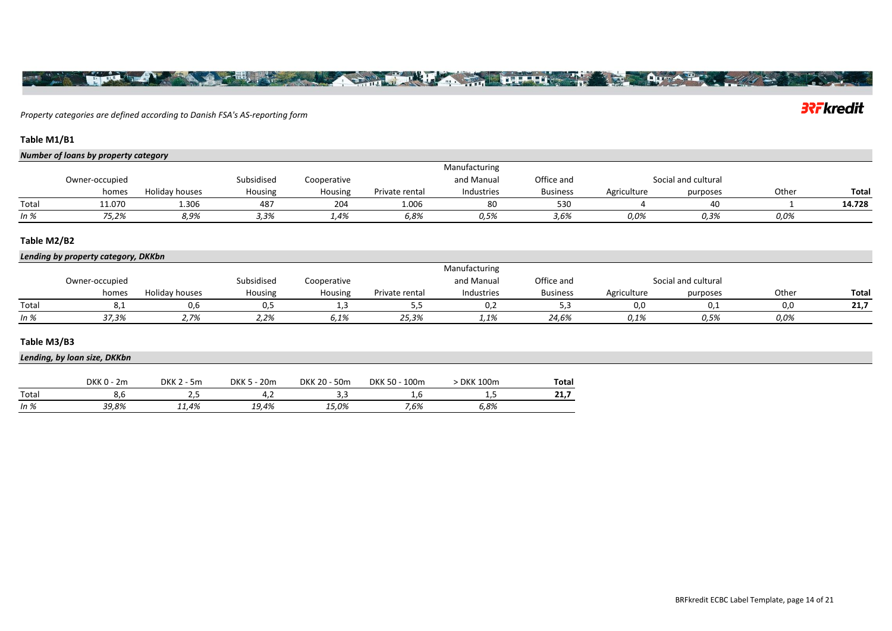*Property categories are defined according to Danish FSA's AS-reporting form*

**Table M1/B1**

***Number of loans by property category***

| | Owner-occupied homes | Holiday houses | Subsidised Housing | Cooperative Housing | Private rental | Manufacturing and Manual Industries | Office and Business | Agriculture | Social and cultural purposes | Other | **Total** |
|---|---|---|---|---|---|---|---|---|---|---|---|
| Total | 11.070 | 1.306 | 487 | 204 | 1.006 | 80 | 530 | 4 | 40 | 1 | **14.728** |
| *In %* | *75,2%* | *8,9%* | *3,3%* | *1,4%* | *6,8%* | *0,5%* | *3,6%* | *0,0%* | *0,3%* | *0,0%* | |

**Table M2/B2**

***Lending by property category, DKKbn***

| | Owner-occupied homes | Holiday houses | Subsidised Housing | Cooperative Housing | Private rental | Manufacturing and Manual Industries | Office and Business | Agriculture | Social and cultural purposes | Other | **Total** |
|---|---|---|---|---|---|---|---|---|---|---|---|
| Total | 8,1 | 0,6 | 0,5 | 1,3 | 5,5 | 0,2 | 5,3 | 0,0 | 0,1 | 0,0 | **21,7** |
| *In %* | *37,3%* | *2,7%* | *2,2%* | *6,1%* | *25,3%* | *1,1%* | *24,6%* | *0,1%* | *0,5%* | *0,0%* | |

**Table M3/B3**

***Lending, by loan size, DKKbn***

| | DKK 0 - 2m | DKK 2 - 5m | DKK 5 - 20m | DKK 20 - 50m | DKK 50 - 100m | > DKK 100m | **Total** |
|---|---|---|---|---|---|---|---|
| Total | 8,6 | 2,5 | 4,2 | 3,3 | 1,6 | 1,5 | **21,7** |
| *In %* | *39,8%* | *11,4%* | *19,4%* | *15,0%* | *7,6%* | *6,8%* | |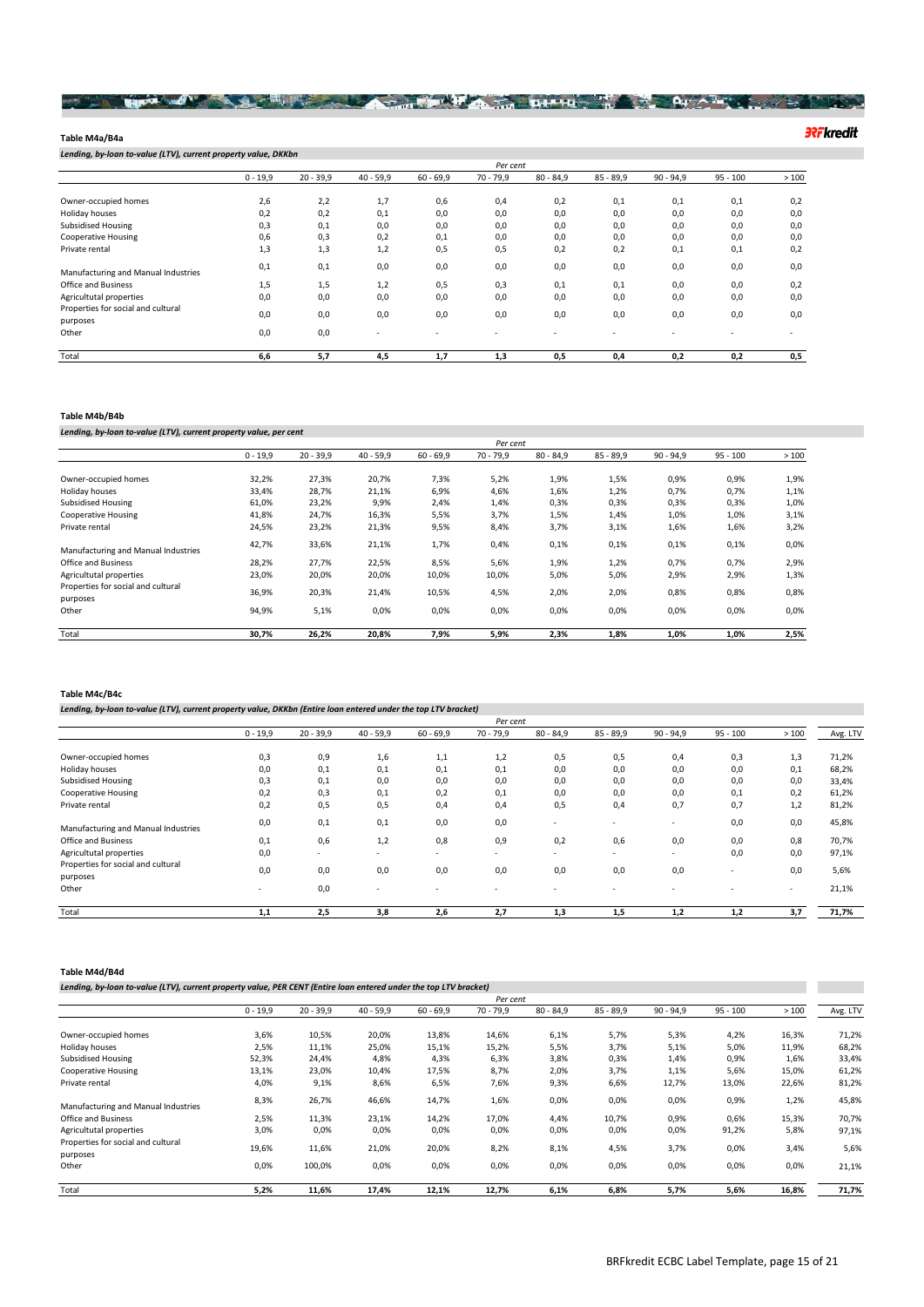### Table M4a/B4a

*Lending, by-loan to-value (LTV), current property value, DKKbn*

| | Per cent | | | | | | | | | |
|---|---|---|---|---|---|---|---|---|---|---|
| | 0 - 19,9 | 20 - 39,9 | 40 - 59,9 | 60 - 69,9 | 70 - 79,9 | 80 - 84,9 | 85 - 89,9 | 90 - 94,9 | 95 - 100 | > 100 |
| Owner-occupied homes | 2,6 | 2,2 | 1,7 | 0,6 | 0,4 | 0,2 | 0,1 | 0,1 | 0,1 | 0,2 |
| Holiday houses | 0,2 | 0,2 | 0,1 | 0,0 | 0,0 | 0,0 | 0,0 | 0,0 | 0,0 | 0,0 |
| Subsidised Housing | 0,3 | 0,1 | 0,0 | 0,0 | 0,0 | 0,0 | 0,0 | 0,0 | 0,0 | 0,0 |
| Cooperative Housing | 0,6 | 0,3 | 0,2 | 0,1 | 0,0 | 0,0 | 0,0 | 0,0 | 0,0 | 0,0 |
| Private rental | 1,3 | 1,3 | 1,2 | 0,5 | 0,5 | 0,2 | 0,2 | 0,1 | 0,1 | 0,2 |
| Manufacturing and Manual Industries | 0,1 | 0,1 | 0,0 | 0,0 | 0,0 | 0,0 | 0,0 | 0,0 | 0,0 | 0,0 |
| Office and Business | 1,5 | 1,5 | 1,2 | 0,5 | 0,3 | 0,1 | 0,1 | 0,0 | 0,0 | 0,2 |
| Agricultutal properties | 0,0 | 0,0 | 0,0 | 0,0 | 0,0 | 0,0 | 0,0 | 0,0 | 0,0 | 0,0 |
| Properties for social and cultural purposes | 0,0 | 0,0 | 0,0 | 0,0 | 0,0 | 0,0 | 0,0 | 0,0 | 0,0 | 0,0 |
| Other | 0,0 | 0,0 | - | - | - | - | - | - | - | - |
| Total | **6,6** | **5,7** | **4,5** | **1,7** | **1,3** | **0,5** | **0,4** | **0,2** | **0,2** | **0,5** |

### Table M4b/B4b

*Lending, by-loan to-value (LTV), current property value, per cent*

| | Per cent | | | | | | | | | |
|---|---|---|---|---|---|---|---|---|---|---|
| | 0 - 19,9 | 20 - 39,9 | 40 - 59,9 | 60 - 69,9 | 70 - 79,9 | 80 - 84,9 | 85 - 89,9 | 90 - 94,9 | 95 - 100 | > 100 |
| Owner-occupied homes | 32,2% | 27,3% | 20,7% | 7,3% | 5,2% | 1,9% | 1,5% | 0,9% | 0,9% | 1,9% |
| Holiday houses | 33,4% | 28,7% | 21,1% | 6,9% | 4,6% | 1,6% | 1,2% | 0,7% | 0,7% | 1,1% |
| Subsidised Housing | 61,0% | 23,2% | 9,9% | 2,4% | 1,4% | 0,3% | 0,3% | 0,3% | 0,3% | 1,0% |
| Cooperative Housing | 41,8% | 24,7% | 16,3% | 5,5% | 3,7% | 1,5% | 1,4% | 1,0% | 1,0% | 3,1% |
| Private rental | 24,5% | 23,2% | 21,3% | 9,5% | 8,4% | 3,7% | 3,1% | 1,6% | 1,6% | 3,2% |
| Manufacturing and Manual Industries | 42,7% | 33,6% | 21,1% | 1,7% | 0,4% | 0,1% | 0,1% | 0,1% | 0,1% | 0,0% |
| Office and Business | 28,2% | 27,7% | 22,5% | 8,5% | 5,6% | 1,9% | 1,2% | 0,7% | 0,7% | 2,9% |
| Agricultutal properties | 23,0% | 20,0% | 20,0% | 10,0% | 10,0% | 5,0% | 5,0% | 2,9% | 2,9% | 1,3% |
| Properties for social and cultural purposes | 36,9% | 20,3% | 21,4% | 10,5% | 4,5% | 2,0% | 2,0% | 0,8% | 0,8% | 0,8% |
| Other | 94,9% | 5,1% | 0,0% | 0,0% | 0,0% | 0,0% | 0,0% | 0,0% | 0,0% | 0,0% |
| Total | **30,7%** | **26,2%** | **20,8%** | **7,9%** | **5,9%** | **2,3%** | **1,8%** | **1,0%** | **1,0%** | **2,5%** |

### Table M4c/B4c

*Lending, by-loan to-value (LTV), current property value, DKKbn (Entire loan entered under the top LTV bracket)*

| | Per cent | | | | | | | | | | |
|---|---|---|---|---|---|---|---|---|---|---|---|
| | 0 - 19,9 | 20 - 39,9 | 40 - 59,9 | 60 - 69,9 | 70 - 79,9 | 80 - 84,9 | 85 - 89,9 | 90 - 94,9 | 95 - 100 | > 100 | Avg. LTV |
| Owner-occupied homes | 0,3 | 0,9 | 1,6 | 1,1 | 1,2 | 0,5 | 0,5 | 0,4 | 0,3 | 1,3 | 71,2% |
| Holiday houses | 0,0 | 0,1 | 0,1 | 0,1 | 0,1 | 0,0 | 0,0 | 0,0 | 0,0 | 0,1 | 68,2% |
| Subsidised Housing | 0,3 | 0,1 | 0,0 | 0,0 | 0,0 | 0,0 | 0,0 | 0,0 | 0,0 | 0,0 | 33,4% |
| Cooperative Housing | 0,2 | 0,3 | 0,1 | 0,2 | 0,1 | 0,0 | 0,0 | 0,0 | 0,1 | 0,2 | 61,2% |
| Private rental | 0,2 | 0,5 | 0,5 | 0,4 | 0,4 | 0,5 | 0,4 | 0,7 | 0,7 | 1,2 | 81,2% |
| Manufacturing and Manual Industries | 0,0 | 0,1 | 0,1 | 0,0 | 0,0 | - | - | - | 0,0 | 0,0 | 45,8% |
| Office and Business | 0,1 | 0,6 | 1,2 | 0,8 | 0,9 | 0,2 | 0,6 | 0,0 | 0,0 | 0,8 | 70,7% |
| Agricultutal properties | 0,0 | - | - | - | - | - | - | - | 0,0 | 0,0 | 97,1% |
| Properties for social and cultural purposes | 0,0 | 0,0 | 0,0 | 0,0 | 0,0 | 0,0 | 0,0 | 0,0 | - | 0,0 | 5,6% |
| Other | - | 0,0 | - | - | - | - | - | - | - | - | 21,1% |
| Total | **1,1** | **2,5** | **3,8** | **2,6** | **2,7** | **1,3** | **1,5** | **1,2** | **1,2** | **3,7** | **71,7%** |

### Table M4d/B4d

*Lending, by-loan to-value (LTV), current property value, PER CENT (Entire loan entered under the top LTV bracket)*

| | Per cent | | | | | | | | | | |
|---|---|---|---|---|---|---|---|---|---|---|---|
| | 0 - 19,9 | 20 - 39,9 | 40 - 59,9 | 60 - 69,9 | 70 - 79,9 | 80 - 84,9 | 85 - 89,9 | 90 - 94,9 | 95 - 100 | > 100 | Avg. LTV |
| Owner-occupied homes | 3,6% | 10,5% | 20,0% | 13,8% | 14,6% | 6,1% | 5,7% | 5,3% | 4,2% | 16,3% | 71,2% |
| Holiday houses | 2,5% | 11,1% | 25,0% | 15,1% | 15,2% | 5,5% | 3,7% | 5,1% | 5,0% | 11,9% | 68,2% |
| Subsidised Housing | 52,3% | 24,4% | 4,8% | 4,3% | 6,3% | 3,8% | 0,3% | 1,4% | 0,9% | 1,6% | 33,4% |
| Cooperative Housing | 13,1% | 23,0% | 10,4% | 17,5% | 8,7% | 2,0% | 3,7% | 1,1% | 5,6% | 15,0% | 61,2% |
| Private rental | 4,0% | 9,1% | 8,6% | 6,5% | 7,6% | 9,3% | 6,6% | 12,7% | 13,0% | 22,6% | 81,2% |
| Manufacturing and Manual Industries | 8,3% | 26,7% | 46,6% | 14,7% | 1,6% | 0,0% | 0,0% | 0,0% | 0,9% | 1,2% | 45,8% |
| Office and Business | 2,5% | 11,3% | 23,1% | 14,2% | 17,0% | 4,4% | 10,7% | 0,9% | 0,6% | 15,3% | 70,7% |
| Agricultutal properties | 3,0% | 0,0% | 0,0% | 0,0% | 0,0% | 0,0% | 0,0% | 0,0% | 91,2% | 5,8% | 97,1% |
| Properties for social and cultural purposes | 19,6% | 11,6% | 21,0% | 20,0% | 8,2% | 8,1% | 4,5% | 3,7% | 0,0% | 3,4% | 5,6% |
| Other | 0,0% | 100,0% | 0,0% | 0,0% | 0,0% | 0,0% | 0,0% | 0,0% | 0,0% | 0,0% | 21,1% |
| Total | **5,2%** | **11,6%** | **17,4%** | **12,1%** | **12,7%** | **6,1%** | **6,8%** | **5,7%** | **5,6%** | **16,8%** | **71,7%** |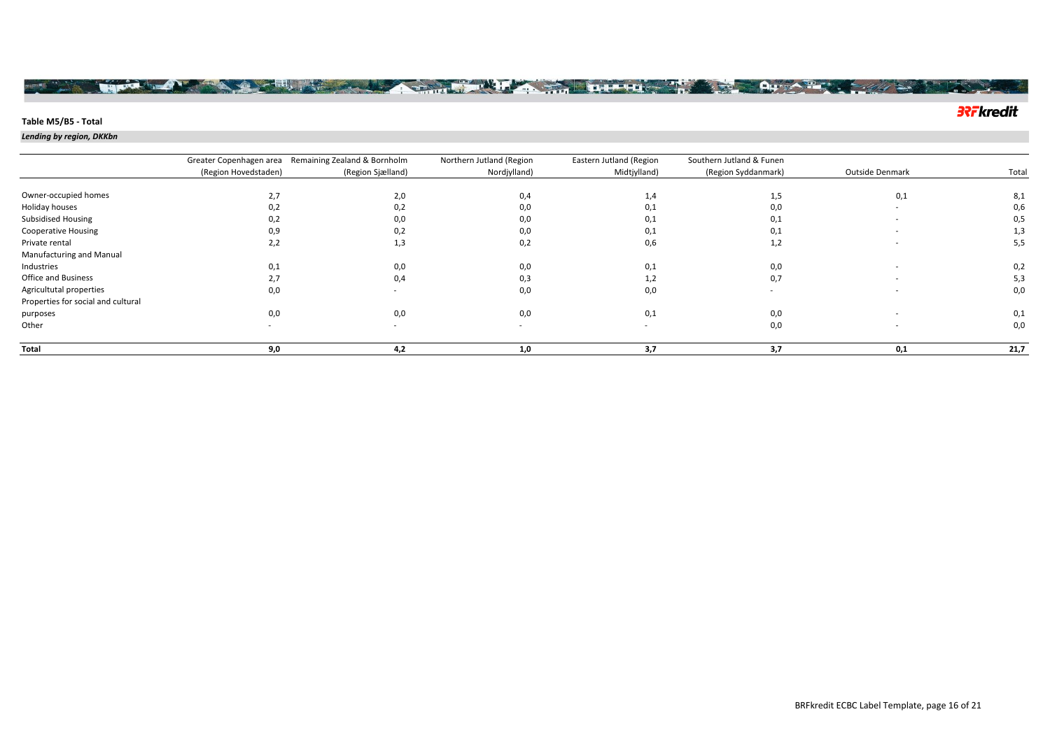**Table M5/B5 - Total**

***Lending by region, DKKbn***

| | Greater Copenhagen area (Region Hovedstaden) | Remaining Zealand & Bornholm (Region Sjælland) | Northern Jutland (Region Nordjylland) | Eastern Jutland (Region Midtjylland) | Southern Jutland & Funen (Region Syddanmark) | Outside Denmark | Total |
|---|---|---|---|---|---|---|---|
| Owner-occupied homes | 2,7 | 2,0 | 0,4 | 1,4 | 1,5 | 0,1 | 8,1 |
| Holiday houses | 0,2 | 0,2 | 0,0 | 0,1 | 0,0 | - | 0,6 |
| Subsidised Housing | 0,2 | 0,0 | 0,0 | 0,1 | 0,1 | - | 0,5 |
| Cooperative Housing | 0,9 | 0,2 | 0,0 | 0,1 | 0,1 | - | 1,3 |
| Private rental | 2,2 | 1,3 | 0,2 | 0,6 | 1,2 | - | 5,5 |
| Manufacturing and Manual Industries | 0,1 | 0,0 | 0,0 | 0,1 | 0,0 | - | 0,2 |
| Office and Business | 2,7 | 0,4 | 0,3 | 1,2 | 0,7 | - | 5,3 |
| Agricultutal properties | 0,0 | - | 0,0 | 0,0 | - | - | 0,0 |
| Properties for social and cultural purposes | 0,0 | 0,0 | 0,0 | 0,1 | 0,0 | - | 0,1 |
| Other | - | - | - | - | 0,0 | - | 0,0 |
| **Total** | **9,0** | **4,2** | **1,0** | **3,7** | **3,7** | **0,1** | **21,7** |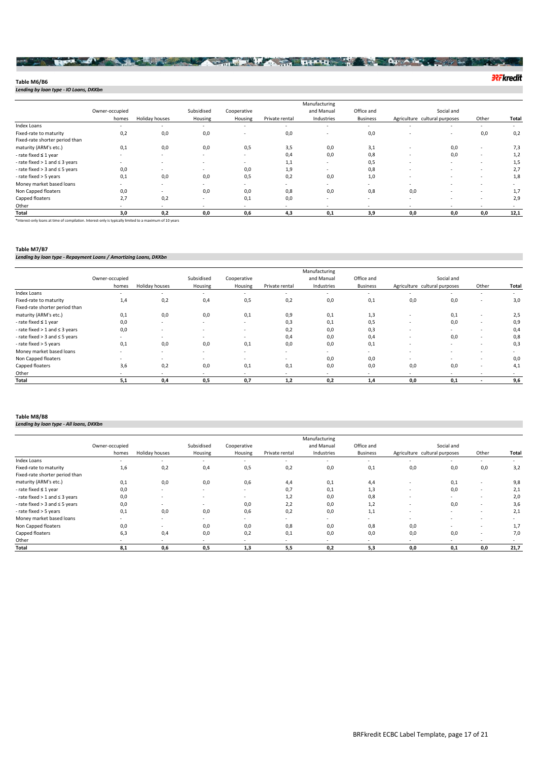### Table M6/B6

*Lending by loan type - IO Loans, DKKbn*

| | Owner-occupied homes | Holiday houses | Subsidised Housing | Cooperative Housing | Private rental | Manufacturing and Manual Industries | Office and Business | Agriculture | Social and cultural purposes | Other | Total |
|---|---|---|---|---|---|---|---|---|---|---|---|
| Index Loans | - | - | - | - | - | - | - | - | - | - | - |
| Fixed-rate to maturity | 0,2 | 0,0 | 0,0 | - | 0,0 | - | 0,0 | - | - | 0,0 | 0,2 |
| Fixed-rate shorter period than maturity (ARM's etc.) | 0,1 | 0,0 | 0,0 | 0,5 | 3,5 | 0,0 | 3,1 | - | 0,0 | - | 7,3 |
| - rate fixed ≤ 1 year | - | - | - | - | 0,4 | 0,0 | 0,8 | - | 0,0 | - | 1,2 |
| - rate fixed > 1 and ≤ 3 years | - | - | - | - | 1,1 | - | 0,5 | - | - | - | 1,5 |
| - rate fixed > 3 and ≤ 5 years | 0,0 | - | - | 0,0 | 1,9 | - | 0,8 | - | - | - | 2,7 |
| - rate fixed > 5 years | 0,1 | 0,0 | 0,0 | 0,5 | 0,2 | 0,0 | 1,0 | - | - | - | 1,8 |
| Money market based loans | - | - | - | - | - | - | - | - | - | - | - |
| Non Capped floaters | 0,0 | - | 0,0 | 0,0 | 0,8 | 0,0 | 0,8 | 0,0 | - | - | 1,7 |
| Capped floaters | 2,7 | 0,2 | - | 0,1 | 0,0 | - | - | - | - | - | 2,9 |
| Other | - | - | - | - | - | - | - | - | - | - | - |
| **Total** | **3,0** | **0,2** | **0,0** | **0,6** | **4,3** | **0,1** | **3,9** | **0,0** | **0,0** | **0,0** | **12,1** |

*Interest-only loans at time of compilation. Interest-only is typically limited to a maximum of 10 years

### Table M7/B7

*Lending by loan type - Repayment Loans / Amortizing Loans, DKKbn*

| | Owner-occupied homes | Holiday houses | Subsidised Housing | Cooperative Housing | Private rental | Manufacturing and Manual Industries | Office and Business | Agriculture | Social and cultural purposes | Other | Total |
|---|---|---|---|---|---|---|---|---|---|---|---|
| Index Loans | - | - | - | - | - | - | - | - | - | - | - |
| Fixed-rate to maturity | 1,4 | 0,2 | 0,4 | 0,5 | 0,2 | 0,0 | 0,1 | 0,0 | 0,0 | - | 3,0 |
| Fixed-rate shorter period than maturity (ARM's etc.) | 0,1 | 0,0 | 0,0 | 0,1 | 0,9 | 0,1 | 1,3 | - | 0,1 | - | 2,5 |
| - rate fixed ≤ 1 year | 0,0 | - | - | - | 0,3 | 0,1 | 0,5 | - | 0,0 | - | 0,9 |
| - rate fixed > 1 and ≤ 3 years | 0,0 | - | - | - | 0,2 | 0,0 | 0,3 | - | - | - | 0,4 |
| - rate fixed > 3 and ≤ 5 years | - | - | - | - | 0,4 | 0,0 | 0,4 | - | 0,0 | - | 0,8 |
| - rate fixed > 5 years | 0,1 | 0,0 | 0,0 | 0,1 | 0,0 | 0,0 | 0,1 | - | - | - | 0,3 |
| Money market based loans | - | - | - | - | - | - | - | - | - | - | - |
| Non Capped floaters | - | - | - | - | - | 0,0 | 0,0 | - | - | - | 0,0 |
| Capped floaters | 3,6 | 0,2 | 0,0 | 0,1 | 0,1 | 0,0 | 0,0 | 0,0 | 0,0 | - | 4,1 |
| Other | - | - | - | - | - | - | - | - | - | - | - |
| **Total** | **5,1** | **0,4** | **0,5** | **0,7** | **1,2** | **0,2** | **1,4** | **0,0** | **0,1** | **-** | **9,6** |

### Table M8/B8

*Lending by loan type - All loans, DKKbn*

| | Owner-occupied homes | Holiday houses | Subsidised Housing | Cooperative Housing | Private rental | Manufacturing and Manual Industries | Office and Business | Agriculture | Social and cultural purposes | Other | Total |
|---|---|---|---|---|---|---|---|---|---|---|---|
| Index Loans | - | - | - | - | - | - | - | - | - | - | - |
| Fixed-rate to maturity | 1,6 | 0,2 | 0,4 | 0,5 | 0,2 | 0,0 | 0,1 | 0,0 | 0,0 | 0,0 | 3,2 |
| Fixed-rate shorter period than maturity (ARM's etc.) | 0,1 | 0,0 | 0,0 | 0,6 | 4,4 | 0,1 | 4,4 | - | 0,1 | - | 9,8 |
| - rate fixed ≤ 1 year | 0,0 | - | - | - | 0,7 | 0,1 | 1,3 | - | 0,0 | - | 2,1 |
| - rate fixed > 1 and ≤ 3 years | 0,0 | - | - | - | 1,2 | 0,0 | 0,8 | - | - | - | 2,0 |
| - rate fixed > 3 and ≤ 5 years | 0,0 | - | - | 0,0 | 2,2 | 0,0 | 1,2 | - | 0,0 | - | 3,6 |
| - rate fixed > 5 years | 0,1 | 0,0 | 0,0 | 0,6 | 0,2 | 0,0 | 1,1 | - | - | - | 2,1 |
| Money market based loans | - | - | - | - | - | - | - | - | - | - | - |
| Non Capped floaters | 0,0 | - | 0,0 | 0,0 | 0,8 | 0,0 | 0,8 | 0,0 | - | - | 1,7 |
| Capped floaters | 6,3 | 0,4 | 0,0 | 0,2 | 0,1 | 0,0 | 0,0 | 0,0 | 0,0 | - | 7,0 |
| Other | - | - | - | - | - | - | - | - | - | - | - |
| **Total** | **8,1** | **0,6** | **0,5** | **1,3** | **5,5** | **0,2** | **5,3** | **0,0** | **0,1** | **0,0** | **21,7** |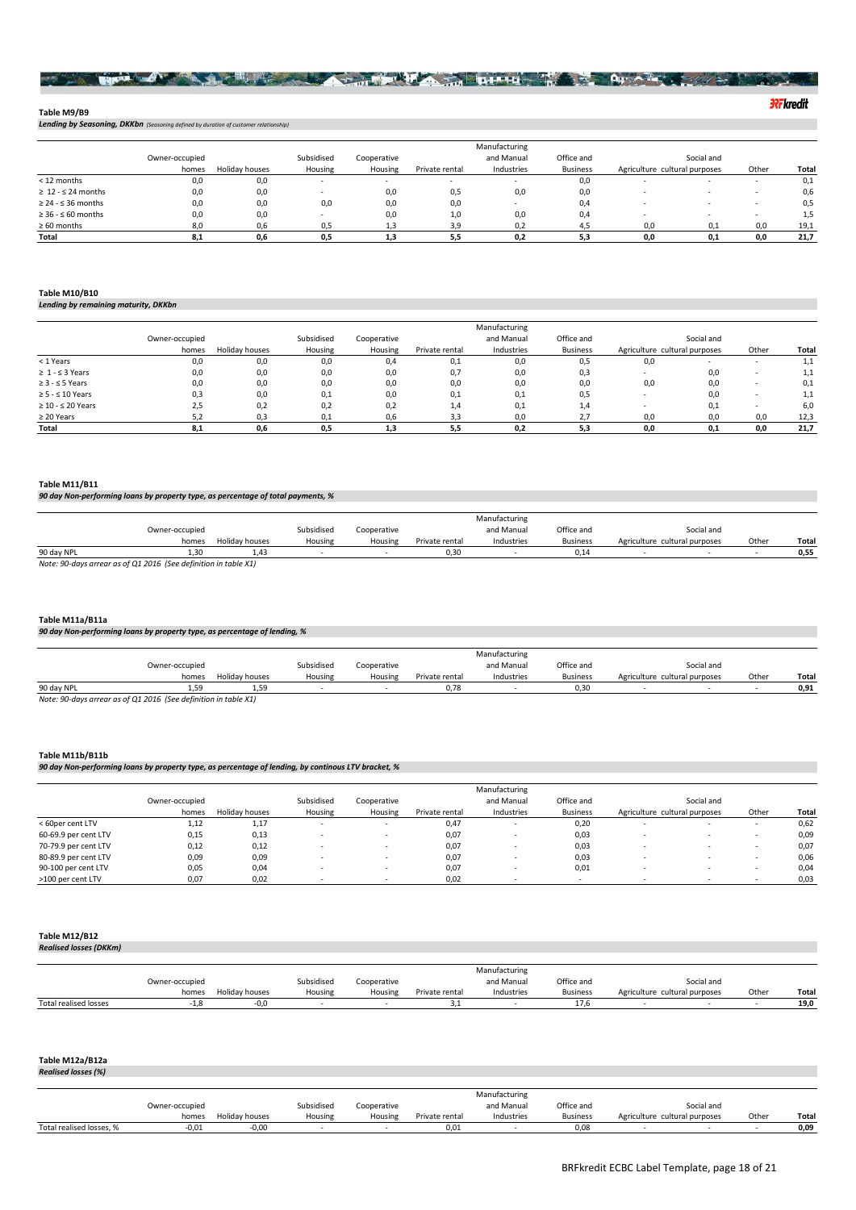### Table M9/B9

***Lending by Seasoning, DKKbn*** *(Seasoning defined by duration of customer relationship)*

| | Owner-occupied homes | Holiday houses | Subsidised Housing | Cooperative Housing | Private rental | Manufacturing and Manual Industries | Office and Business | Agriculture | Social and cultural purposes | Other | Total |
|---|---|---|---|---|---|---|---|---|---|---|---|
| < 12 months | 0,0 | 0,0 | - | - | - | - | 0,0 | - | - | - | 0,1 |
| ≥ 12 - ≤ 24 months | 0,0 | 0,0 | - | 0,0 | 0,5 | 0,0 | 0,0 | - | - | - | 0,6 |
| ≥ 24 - ≤ 36 months | 0,0 | 0,0 | 0,0 | 0,0 | 0,0 | - | 0,4 | - | - | - | 0,5 |
| ≥ 36 - ≤ 60 months | 0,0 | 0,0 | - | 0,0 | 1,0 | 0,0 | 0,4 | - | - | - | 1,5 |
| ≥ 60 months | 8,0 | 0,6 | 0,5 | 1,3 | 3,9 | 0,2 | 4,5 | 0,0 | 0,1 | 0,0 | 19,1 |
| **Total** | **8,1** | **0,6** | **0,5** | **1,3** | **5,5** | **0,2** | **5,3** | **0,0** | **0,1** | **0,0** | **21,7** |

### Table M10/B10

***Lending by remaining maturity, DKKbn***

| | Owner-occupied homes | Holiday houses | Subsidised Housing | Cooperative Housing | Private rental | Manufacturing and Manual Industries | Office and Business | Agriculture | Social and cultural purposes | Other | Total |
|---|---|---|---|---|---|---|---|---|---|---|---|
| < 1 Years | 0,0 | 0,0 | 0,0 | 0,4 | 0,1 | 0,0 | 0,5 | 0,0 | - | - | 1,1 |
| ≥ 1 - ≤ 3 Years | 0,0 | 0,0 | 0,0 | 0,0 | 0,7 | 0,0 | 0,3 | - | 0,0 | - | 1,1 |
| ≥ 3 - ≤ 5 Years | 0,0 | 0,0 | 0,0 | 0,0 | 0,0 | 0,0 | 0,0 | 0,0 | 0,0 | - | 0,1 |
| ≥ 5 - ≤ 10 Years | 0,3 | 0,0 | 0,1 | 0,0 | 0,1 | 0,1 | 0,5 | - | 0,0 | - | 1,1 |
| ≥ 10 - ≤ 20 Years | 2,5 | 0,2 | 0,2 | 0,2 | 1,4 | 0,1 | 1,4 | - | 0,1 | - | 6,0 |
| ≥ 20 Years | 5,2 | 0,3 | 0,1 | 0,6 | 3,3 | 0,0 | 2,7 | 0,0 | 0,0 | 0,0 | 12,3 |
| **Total** | **8,1** | **0,6** | **0,5** | **1,3** | **5,5** | **0,2** | **5,3** | **0,0** | **0,1** | **0,0** | **21,7** |

### Table M11/B11

***90 day Non-performing loans by property type, as percentage of total payments, %***

| | Owner-occupied homes | Holiday houses | Subsidised Housing | Cooperative Housing | Private rental | Manufacturing and Manual Industries | Office and Business | Agriculture | Social and cultural purposes | Other | Total |
|---|---|---|---|---|---|---|---|---|---|---|---|
| 90 day NPL | 1,30 | 1,43 | - | - | 0,30 | - | 0,14 | - | - | - | **0,55** |

*Note: 90-days arrear as of Q1 2016 (See definition in table X1)*

### Table M11a/B11a

***90 day Non-performing loans by property type, as percentage of lending, %***

| | Owner-occupied homes | Holiday houses | Subsidised Housing | Cooperative Housing | Private rental | Manufacturing and Manual Industries | Office and Business | Agriculture | Social and cultural purposes | Other | Total |
|---|---|---|---|---|---|---|---|---|---|---|---|
| 90 day NPL | 1,59 | 1,59 | - | - | 0,78 | - | 0,30 | - | - | - | **0,91** |

*Note: 90-days arrear as of Q1 2016 (See definition in table X1)*

### Table M11b/B11b

***90 day Non-performing loans by property type, as percentage of lending, by continous LTV bracket, %***

| | Owner-occupied homes | Holiday houses | Subsidised Housing | Cooperative Housing | Private rental | Manufacturing and Manual Industries | Office and Business | Agriculture | Social and cultural purposes | Other | Total |
|---|---|---|---|---|---|---|---|---|---|---|---|
| < 60per cent LTV | 1,12 | 1,17 | - | - | 0,47 | - | 0,20 | - | - | - | 0,62 |
| 60-69.9 per cent LTV | 0,15 | 0,13 | - | - | 0,07 | - | 0,03 | - | - | - | 0,09 |
| 70-79.9 per cent LTV | 0,12 | 0,12 | - | - | 0,07 | - | 0,03 | - | - | - | 0,07 |
| 80-89.9 per cent LTV | 0,09 | 0,09 | - | - | 0,07 | - | 0,03 | - | - | - | 0,06 |
| 90-100 per cent LTV | 0,05 | 0,04 | - | - | 0,07 | - | 0,01 | - | - | - | 0,04 |
| >100 per cent LTV | 0,07 | 0,02 | - | - | 0,02 | - | - | - | - | - | 0,03 |

### Table M12/B12

***Realised losses (DKKm)***

| | Owner-occupied homes | Holiday houses | Subsidised Housing | Cooperative Housing | Private rental | Manufacturing and Manual Industries | Office and Business | Agriculture | Social and cultural purposes | Other | Total |
|---|---|---|---|---|---|---|---|---|---|---|---|
| Total realised losses | -1,8 | -0,0 | - | - | 3,1 | - | 17,6 | - | - | - | **19,0** |

### Table M12a/B12a

***Realised losses (%)***

| | Owner-occupied homes | Holiday houses | Subsidised Housing | Cooperative Housing | Private rental | Manufacturing and Manual Industries | Office and Business | Agriculture | Social and cultural purposes | Other | Total |
|---|---|---|---|---|---|---|---|---|---|---|---|
| Total realised losses, % | -0,01 | -0,00 | - | - | 0,01 | - | 0,08 | - | - | - | **0,09** |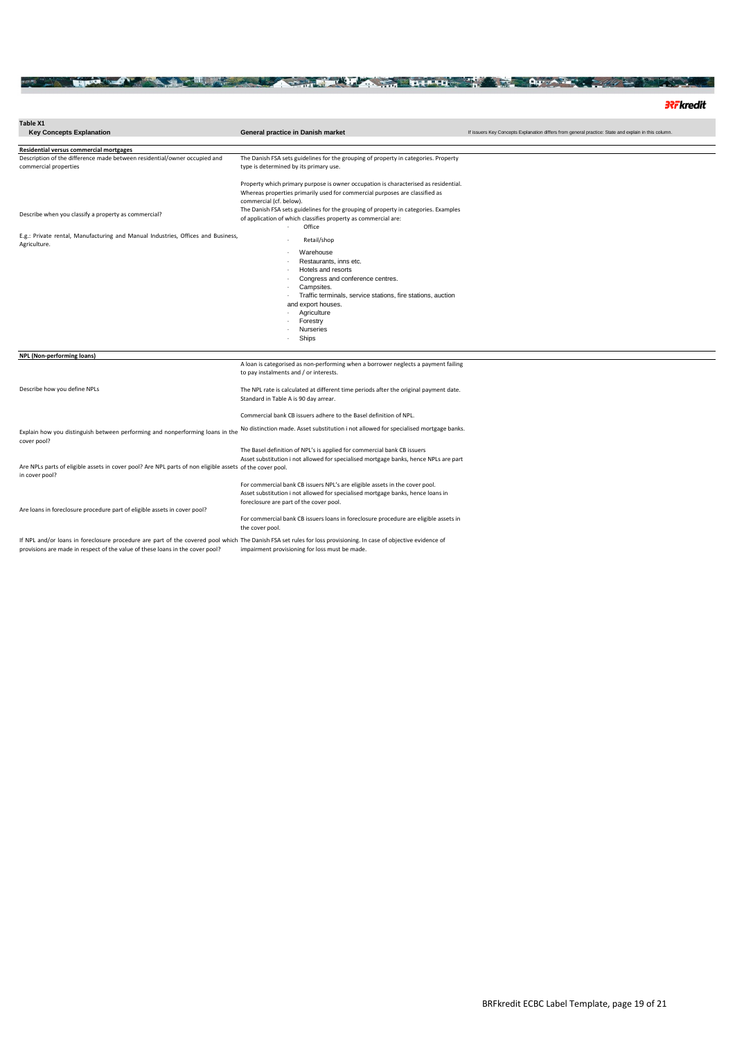**Table X1**

| Key Concepts Explanation | General practice in Danish market | If issuers Key Concepts Explanation differs from general practice: State and explain in this column. |
|---|---|---|
| **Residential versus commercial mortgages** | | |
| Description of the difference made between residential/owner occupied and commercial properties | The Danish FSA sets guidelines for the grouping of property in categories. Property type is determined by its primary use.<br><br>Property which primary purpose is owner occupation is characterised as residential. Whereas properties primarily used for commercial purposes are classified as commercial (cf. below). | |
| Describe when you classify a property as commercial?<br><br>E.g.: Private rental, Manufacturing and Manual Industries, Offices and Business, Agriculture. | The Danish FSA sets guidelines for the grouping of property in categories. Examples of application of which classifies property as commercial are:<br>- Office<br>- Retail/shop<br>- Warehouse<br>- Restaurants, inns etc.<br>- Hotels and resorts<br>- Congress and conference centres.<br>- Campsites.<br>- Traffic terminals, service stations, fire stations, auction and export houses.<br>- Agriculture<br>- Forestry<br>- Nurseries<br>- Ships | |
| **NPL (Non-performing loans)** | | |
| Describe how you define NPLs | A loan is categorised as non-performing when a borrower neglects a payment failing to pay instalments and / or interests.<br><br>The NPL rate is calculated at different time periods after the original payment date. Standard in Table A is 90 day arrear.<br><br>Commercial bank CB issuers adhere to the Basel definition of NPL. | |
| Explain how you distinguish between performing and nonperforming loans in the cover pool? | No distinction made. Asset substitution i not allowed for specialised mortgage banks.<br><br>The Basel definition of NPL's is applied for commercial bank CB issuers | |
| Are NPLs parts of eligible assets in cover pool? Are NPL parts of non eligible assets in cover pool? | Asset substitution i not allowed for specialised mortgage banks, hence NPLs are part of the cover pool.<br><br>For commercial bank CB issuers NPL's are eligible assets in the cover pool. | |
| Are loans in foreclosure procedure part of eligible assets in cover pool? | Asset substitution i not allowed for specialised mortgage banks, hence loans in foreclosure are part of the cover pool.<br><br>For commercial bank CB issuers loans in foreclosure procedure are eligible assets in the cover pool. | |
| If NPL and/or loans in foreclosure procedure are part of the covered pool which provisions are made in respect of the value of these loans in the cover pool? | The Danish FSA set rules for loss provisioning. In case of objective evidence of impairment provisioning for loss must be made. | |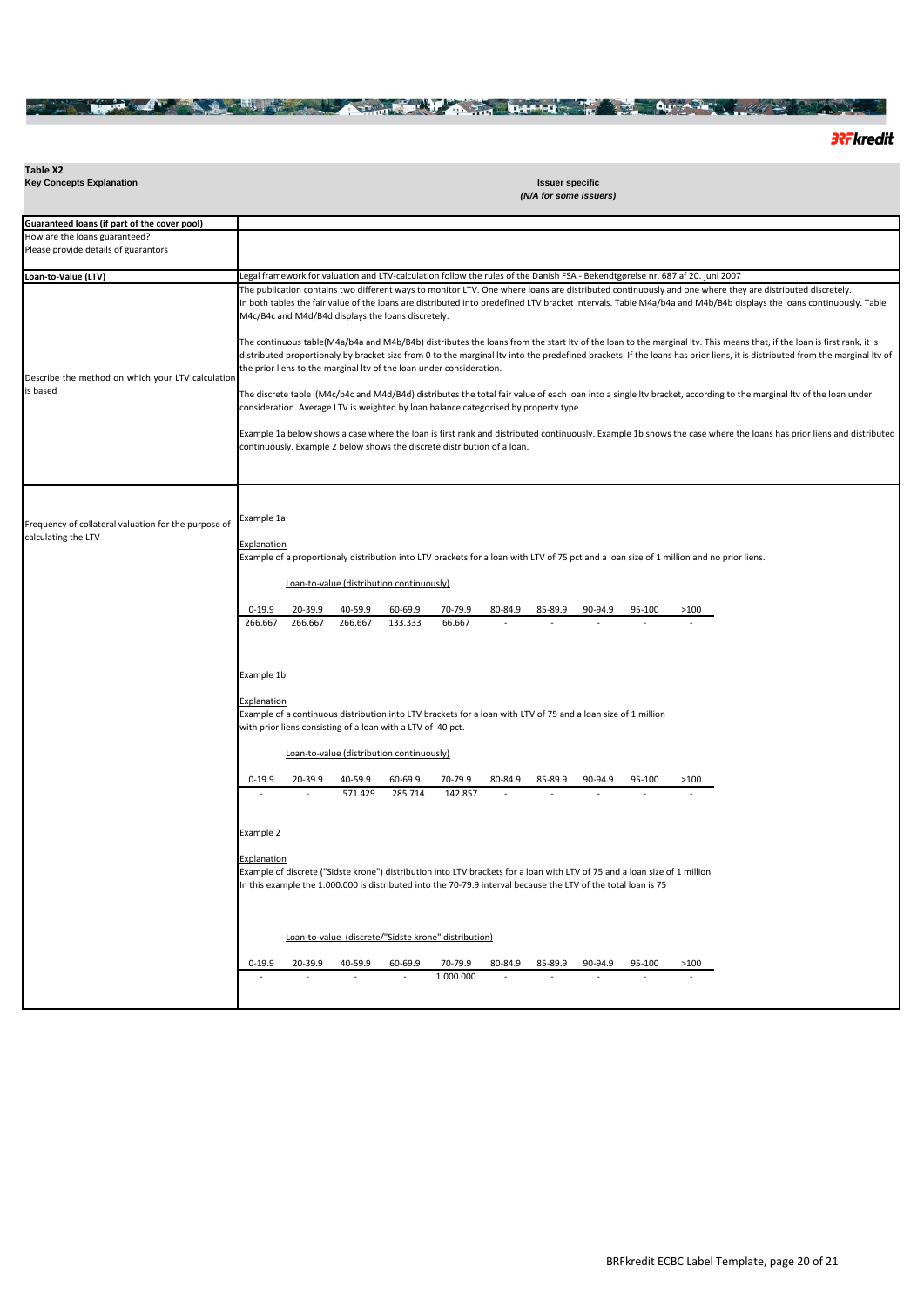**Table X2**
**Key Concepts Explanation**

**Issuer specific**
*(N/A for some issuers)*

| | |
|---|---|
| **Guaranteed loans (if part of the cover pool)** | |
| How are the loans guaranteed? Please provide details of guarantors | |
| **Loan-to-Value (LTV)** | Legal framework for valuation and LTV-calculation follow the rules of the Danish FSA - Bekendtgørelse nr. 687 af 20. juni 2007 |
| Describe the method on which your LTV calculation is based | The publication contains two different ways to monitor LTV. One where loans are distributed continuously and one where they are distributed discretely. In both tables the fair value of the loans are distributed into predefined LTV bracket intervals. Table M4a/b4a and M4b/B4b displays the loans continuously. Table M4c/B4c and M4d/B4d displays the loans discretely.<br><br>The continuous table(M4a/b4a and M4b/B4b) distributes the loans from the start ltv of the loan to the marginal ltv. This means that, if the loan is first rank, it is distributed proportionaly by bracket size from 0 to the marginal ltv into the predefined brackets. If the loans has prior liens, it is distributed from the marginal ltv of the prior liens to the marginal ltv of the loan under consideration.<br><br>The discrete table (M4c/b4c and M4d/B4d) distributes the total fair value of each loan into a single ltv bracket, according to the marginal ltv of the loan under consideration. Average LTV is weighted by loan balance categorised by property type.<br><br>Example 1a below shows a case where the loan is first rank and distributed continuously. Example 1b shows the case where the loans has prior liens and distributed continuously. Example 2 below shows the discrete distribution of a loan. |
| Frequency of collateral valuation for the purpose of calculating the LTV | |

Example 1a

Explanation
Example of a proportionaly distribution into LTV brackets for a loan with LTV of 75 pct and a loan size of 1 million and no prior liens.

Loan-to-value (distribution continuously)

| 0-19.9 | 20-39.9 | 40-59.9 | 60-69.9 | 70-79.9 | 80-84.9 | 85-89.9 | 90-94.9 | 95-100 | >100 |
|---|---|---|---|---|---|---|---|---|---|
| 266.667 | 266.667 | 266.667 | 133.333 | 66.667 | - | - | - | - | - |

Example 1b

Explanation
Example of a continuous distribution into LTV brackets for a loan with LTV of 75 and a loan size of 1 million with prior liens consisting of a loan with a LTV of 40 pct.

Loan-to-value (distribution continuously)

| 0-19.9 | 20-39.9 | 40-59.9 | 60-69.9 | 70-79.9 | 80-84.9 | 85-89.9 | 90-94.9 | 95-100 | >100 |
|---|---|---|---|---|---|---|---|---|---|
| - | - | 571.429 | 285.714 | 142.857 | - | - | - | - | - |

Example 2

Explanation
Example of discrete ("Sidste krone") distribution into LTV brackets for a loan with LTV of 75 and a loan size of 1 million
In this example the 1.000.000 is distributed into the 70-79.9 interval because the LTV of the total loan is 75

Loan-to-value (discrete/"Sidste krone" distribution)

| 0-19.9 | 20-39.9 | 40-59.9 | 60-69.9 | 70-79.9 | 80-84.9 | 85-89.9 | 90-94.9 | 95-100 | >100 |
|---|---|---|---|---|---|---|---|---|---|
| - | - | - | - | 1.000.000 | - | - | - | - | - |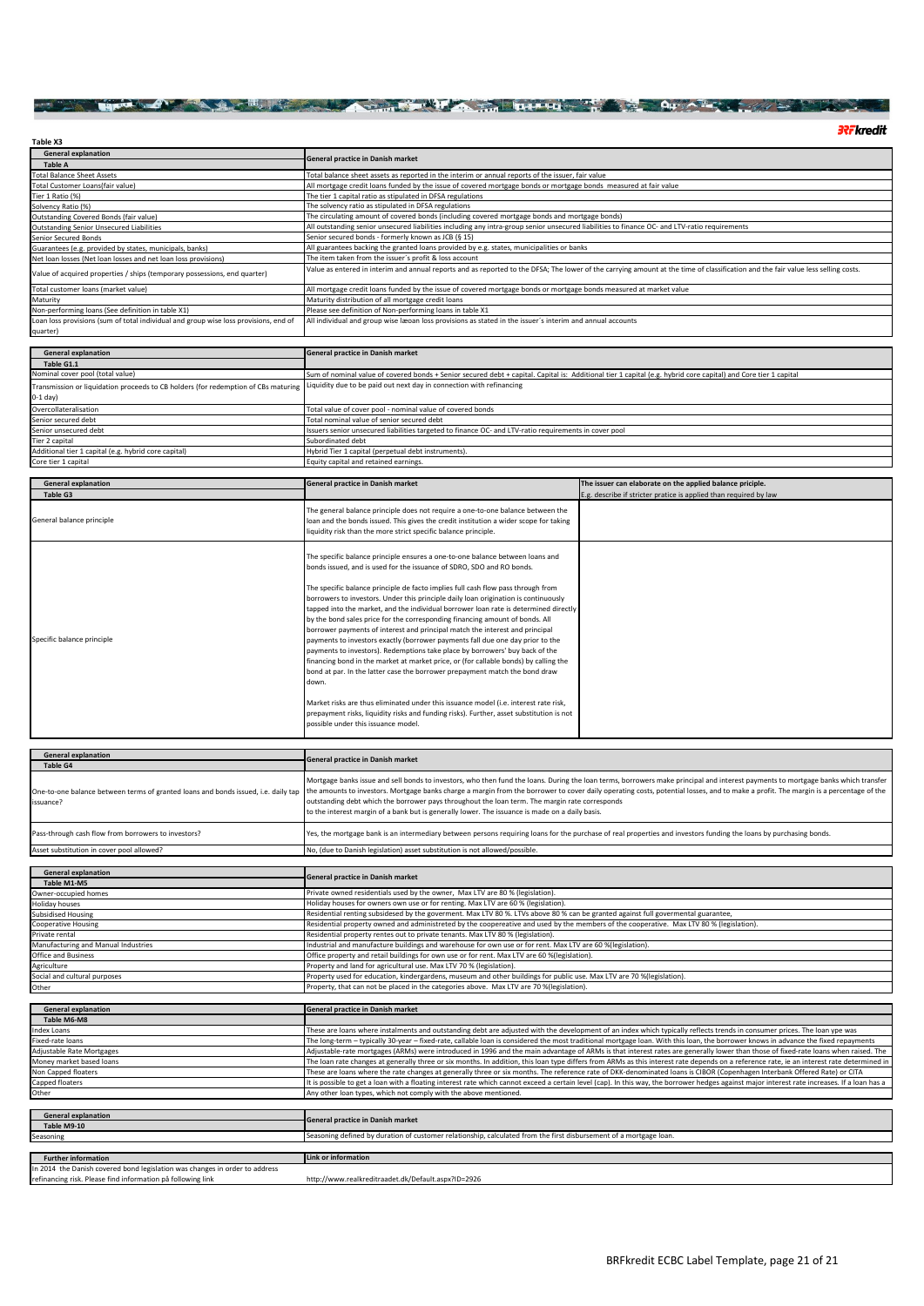## Table X3

| General explanation<br>Table A | General practice in Danish market |
|---|---|
| Total Balance Sheet Assets | Total balance sheet assets as reported in the interim or annual reports of the issuer, fair value |
| Total Customer Loans(fair value) | All mortgage credit loans funded by the issue of covered mortgage bonds or mortgage bonds measured at fair value |
| Tier 1 Ratio (%) | The tier 1 capital ratio as stipulated in DFSA regulations |
| Solvency Ratio (%) | The solvency ratio as stipulated in DFSA regulations |
| Outstanding Covered Bonds (fair value) | The circulating amount of covered bonds (including covered mortgage bonds and mortgage bonds) |
| Outstanding Senior Unsecured Liabilities | All outstanding senior unsecured liabilities including any intra-group senior unsecured liabilities to finance OC- and LTV-ratio requirements |
| Senior Secured Bonds | Senior secured bonds - formerly known as JCB (§ 15) |
| Guarantees (e.g. provided by states, municipals, banks) | All guarantees backing the granted loans provided by e.g. states, municipalities or banks |
| Net loan losses (Net loan losses and net loan loss provisions) | The item taken from the issuer´s profit & loss account |
| Value of acquired properties / ships (temporary possessions, end quarter) | Value as entered in interim and annual reports and as reported to the DFSA; The lower of the carrying amount at the time of classification and the fair value less selling costs. |
| Total customer loans (market value) | All mortgage credit loans funded by the issue of covered mortgage bonds or mortgage bonds measured at market value |
| Maturity | Maturity distribution of all mortgage credit loans |
| Non-performing loans (See definition in table X1) | Please see definition of Non-performing loans in table X1 |
| Loan loss provisions (sum of total individual and group wise loss provisions, end of quarter) | All individual and group wise læoan loss provisions as stated in the issuer´s interim and annual accounts |

| General explanation<br>Table G1.1 | General practice in Danish market |
|---|---|
| Nominal cover pool (total value) | Sum of nominal value of covered bonds + Senior secured debt + capital. Capital is: Additional tier 1 capital (e.g. hybrid core capital) and Core tier 1 capital |
| Transmission or liquidation proceeds to CB holders (for redemption of CBs maturing 0-1 day) | Liquidity due to be paid out next day in connection with refinancing |
| Overcollateralisation | Total value of cover pool - nominal value of covered bonds |
| Senior secured debt | Total nominal value of senior secured debt |
| Senior unsecured debt | Issuers senior unsecured liabilities targeted to finance OC- and LTV-ratio requirements in cover pool |
| Tier 2 capital | Subordinated debt |
| Additional tier 1 capital (e.g. hybrid core capital) | Hybrid Tier 1 capital (perpetual debt instruments). |
| Core tier 1 capital | Equity capital and retained earnings. |

| General explanation<br>Table G3 | General practice in Danish market | The issuer can elaborate on the applied balance priciple.<br>E.g. describe if stricter pratice is applied than required by law |
|---|---|---|
| General balance principle | The general balance principle does not require a one-to-one balance between the loan and the bonds issued. This gives the credit institution a wider scope for taking liquidity risk than the more strict specific balance principle. | |
| Specific balance principle | The specific balance principle ensures a one-to-one balance between loans and bonds issued, and is used for the issuance of SDRO, SDO and RO bonds.<br><br>The specific balance principle de facto implies full cash flow pass through from borrowers to investors. Under this principle daily loan origination is continuously tapped into the market, and the individual borrower loan rate is determined directly by the bond sales price for the corresponding financing amount of bonds. All borrower payments of interest and principal match the interest and principal payments to investors exactly (borrower payments fall due one day prior to the payments to investors). Redemptions take place by borrowers' buy back of the financing bond in the market at market price, or (for callable bonds) by calling the bond at par. In the latter case the borrower prepayment match the bond draw down.<br><br>Market risks are thus eliminated under this issuance model (i.e. interest rate risk, prepayment risks, liquidity risks and funding risks). Further, asset substitution is not possible under this issuance model. | |

| General explanation<br>Table G4 | General practice in Danish market |
|---|---|
| One-to-one balance between terms of granted loans and bonds issued, i.e. daily tap issuance? | Mortgage banks issue and sell bonds to investors, who then fund the loans. During the loan terms, borrowers make principal and interest payments to mortgage banks which transfer the amounts to investors. Mortgage banks charge a margin from the borrower to cover daily operating costs, potential losses, and to make a profit. The margin is a percentage of the outstanding debt which the borrower pays throughout the loan term. The margin rate corresponds to the interest margin of a bank but is generally lower. The issuance is made on a daily basis. |
| Pass-through cash flow from borrowers to investors? | Yes, the mortgage bank is an intermediary between persons requiring loans for the purchase of real properties and investors funding the loans by purchasing bonds. |
| Asset substitution in cover pool allowed? | No, (due to Danish legislation) asset substitution is not allowed/possible. |

| General explanation<br>Table M1-M5 | General practice in Danish market |
|---|---|
| Owner-occupied homes | Private owned residentials used by the owner, Max LTV are 80 % (legislation). |
| Holiday houses | Holiday houses for owners own use or for renting. Max LTV are 60 % (legislation). |
| Subsidised Housing | Residential renting subsidesed by the goverment. Max LTV 80 %. LTVs above 80 % can be granted against full govermental guarantee, |
| Cooperative Housing | Residential property owned and administreted by the cooperative and used by the members of the cooperative. Max LTV 80 % (legislation). |
| Private rental | Residential property rentes out to private tenants. Max LTV 80 % (legislation). |
| Manufacturing and Manual Industries | Industrial and manufacture buildings and warehouse for own use or for rent. Max LTV are 60 %(legislation). |
| Office and Business | Office property and retail buildings for own use or for rent. Max LTV are 60 %(legislation). |
| Agriculture | Property and land for agricultural use. Max LTV 70 % (legislation). |
| Social and cultural purposes | Property used for education, kindergardens, museum and other buildings for public use. Max LTV are 70 %(legislation). |
| Other | Property, that can not be placed in the categories above. Max LTV are 70 %(legislation). |

| General explanation<br>Table M6-M8 | General practice in Danish market |
|---|---|
| Index Loans | These are loans where instalments and outstanding debt are adjusted with the development of an index which typically reflects trends in consumer prices. The loan ype was |
| Fixed-rate loans | The long-term – typically 30-year – fixed-rate, callable loan is considered the most traditional mortgage loan. With this loan, the borrower knows in advance the fixed repayments |
| Adjustable Rate Mortgages | Adjustable-rate mortgages (ARMs) were introduced in 1996 and the main advantage of ARMs is that interest rates are generally lower than those of fixed-rate loans when raised. The |
| Money market based loans | The loan rate changes at generally three or six months. In addition, this loan type differs from ARMs as this interest rate depends on a reference rate, ie an interest rate determined in |
| Non Capped floaters | These are loans where the rate changes at generally three or six months. The reference rate of DKK-denominated loans is CIBOR (Copenhagen Interbank Offered Rate) or CITA |
| Capped floaters | It is possible to get a loan with a floating interest rate which cannot exceed a certain level (cap). In this way, the borrower hedges against major interest rate increases. If a loan has a |
| Other | Any other loan types, which not comply with the above mentioned. |

| General explanation<br>Table M9-10 | General practice in Danish market |
|---|---|
| Seasoning | Seasoning defined by duration of customer relationship, calculated from the first disbursement of a mortgage loan. |

| Further information | Link or information |
|---|---|
| In 2014 the Danish covered bond legislation was changes in order to address refinancing risk. Please find information på following link | http://www.realkreditraadet.dk/Default.aspx?ID=2926 |